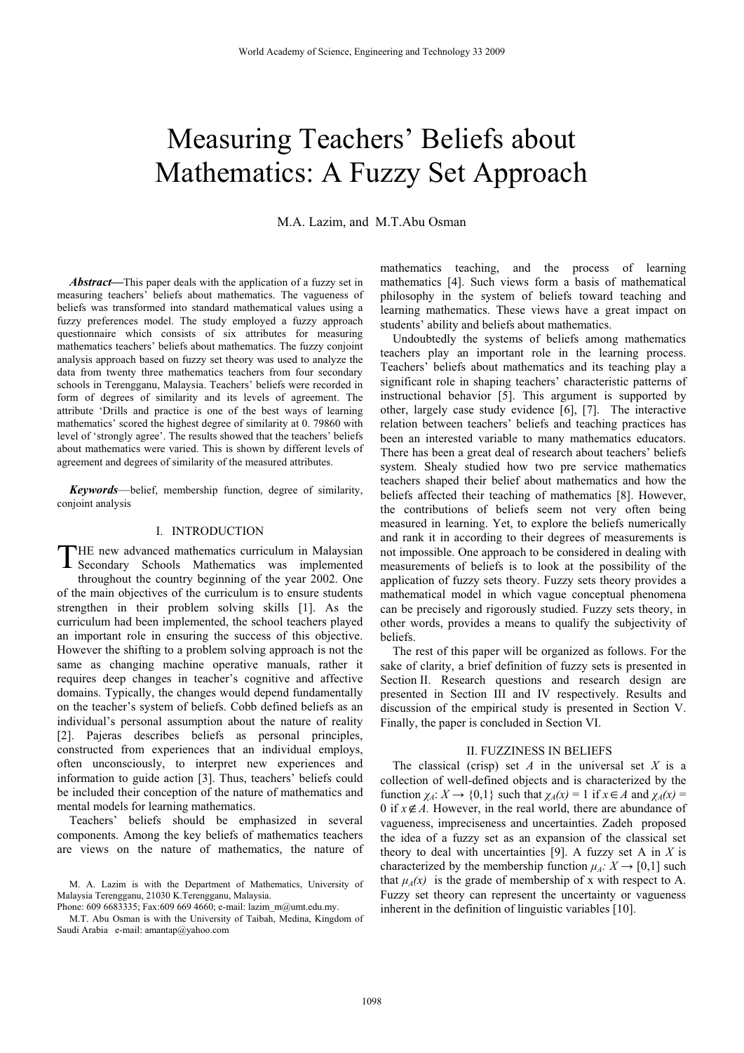# Measuring Teachers' Beliefs about Mathematics: A Fuzzy Set Approach

M.A. Lazim, and M.T.Abu Osman

***Abstract*****—**This paper deals with the application of a fuzzy set in measuring teachers' beliefs about mathematics. The vagueness of beliefs was transformed into standard mathematical values using a fuzzy preferences model. The study employed a fuzzy approach questionnaire which consists of six attributes for measuring mathematics teachers' beliefs about mathematics. The fuzzy conjoint analysis approach based on fuzzy set theory was used to analyze the data from twenty three mathematics teachers from four secondary schools in Terengganu, Malaysia. Teachers' beliefs were recorded in form of degrees of similarity and its levels of agreement. The attribute 'Drills and practice is one of the best ways of learning mathematics' scored the highest degree of similarity at 0. 79860 with level of 'strongly agree'. The results showed that the teachers' beliefs about mathematics were varied. This is shown by different levels of agreement and degrees of similarity of the measured attributes.

***Keywords*****—**belief, membership function, degree of similarity, conjoint analysis

## I. INTRODUCTION

THE new advanced mathematics curriculum in Malaysian Secondary Schools Mathematics was implemented throughout the country beginning of the year 2002. One of the main objectives of the curriculum is to ensure students strengthen in their problem solving skills [1]. As the curriculum had been implemented, the school teachers played an important role in ensuring the success of this objective. However the shifting to a problem solving approach is not the same as changing machine operative manuals, rather it requires deep changes in teacher's cognitive and affective domains. Typically, the changes would depend fundamentally on the teacher's system of beliefs. Cobb defined beliefs as an individual's personal assumption about the nature of reality [2]. Pajeras describes beliefs as personal principles, constructed from experiences that an individual employs, often unconsciously, to interpret new experiences and information to guide action [3]. Thus, teachers' beliefs could be included their conception of the nature of mathematics and mental models for learning mathematics.

Teachers' beliefs should be emphasized in several components. Among the key beliefs of mathematics teachers are views on the nature of mathematics, the nature of mathematics teaching, and the process of learning mathematics [4]. Such views form a basis of mathematical philosophy in the system of beliefs toward teaching and learning mathematics. These views have a great impact on students' ability and beliefs about mathematics.

Undoubtedly the systems of beliefs among mathematics teachers play an important role in the learning process. Teachers' beliefs about mathematics and its teaching play a significant role in shaping teachers' characteristic patterns of instructional behavior [5]. This argument is supported by other, largely case study evidence [6], [7]. The interactive relation between teachers' beliefs and teaching practices has been an interested variable to many mathematics educators. There has been a great deal of research about teachers' beliefs system. Shealy studied how two pre service mathematics teachers shaped their belief about mathematics and how the beliefs affected their teaching of mathematics [8]. However, the contributions of beliefs seem not very often being measured in learning. Yet, to explore the beliefs numerically and rank it in according to their degrees of measurements is not impossible. One approach to be considered in dealing with measurements of beliefs is to look at the possibility of the application of fuzzy sets theory. Fuzzy sets theory provides a mathematical model in which vague conceptual phenomena can be precisely and rigorously studied. Fuzzy sets theory, in other words, provides a means to qualify the subjectivity of beliefs.

The rest of this paper will be organized as follows. For the sake of clarity, a brief definition of fuzzy sets is presented in Section II. Research questions and research design are presented in Section III and IV respectively. Results and discussion of the empirical study is presented in Section V. Finally, the paper is concluded in Section VI.

## II. FUZZINESS IN BELIEFS

The classical (crisp) set $A$ in the universal set $X$ is a collection of well-defined objects and is characterized by the function $\chi_A: X \rightarrow \{0,1\}$ such that $\chi_A(x) = 1$ if $x \in A$ and $\chi_A(x) = 0$ if $x \notin A$. However, in the real world, there are abundance of vagueness, impreciseness and uncertainties. Zadeh proposed the idea of a fuzzy set as an expansion of the classical set theory to deal with uncertainties [9]. A fuzzy set A in $X$ is characterized by the membership function $\mu_A: X \rightarrow [0,1]$ such that $\mu_A(x)$ is the grade of membership of x with respect to A. Fuzzy set theory can represent the uncertainty or vagueness inherent in the definition of linguistic variables [10].

M. A. Lazim is with the Department of Mathematics, University of Malaysia Terengganu, 21030 K.Terengganu, Malaysia.
Phone: 609 6683335; Fax:609 669 4660; e-mail: lazim_m@umt.edu.my.
M.T. Abu Osman is with the University of Taibah, Medina, Kingdom of Saudi Arabia e-mail: amantap@yahoo.com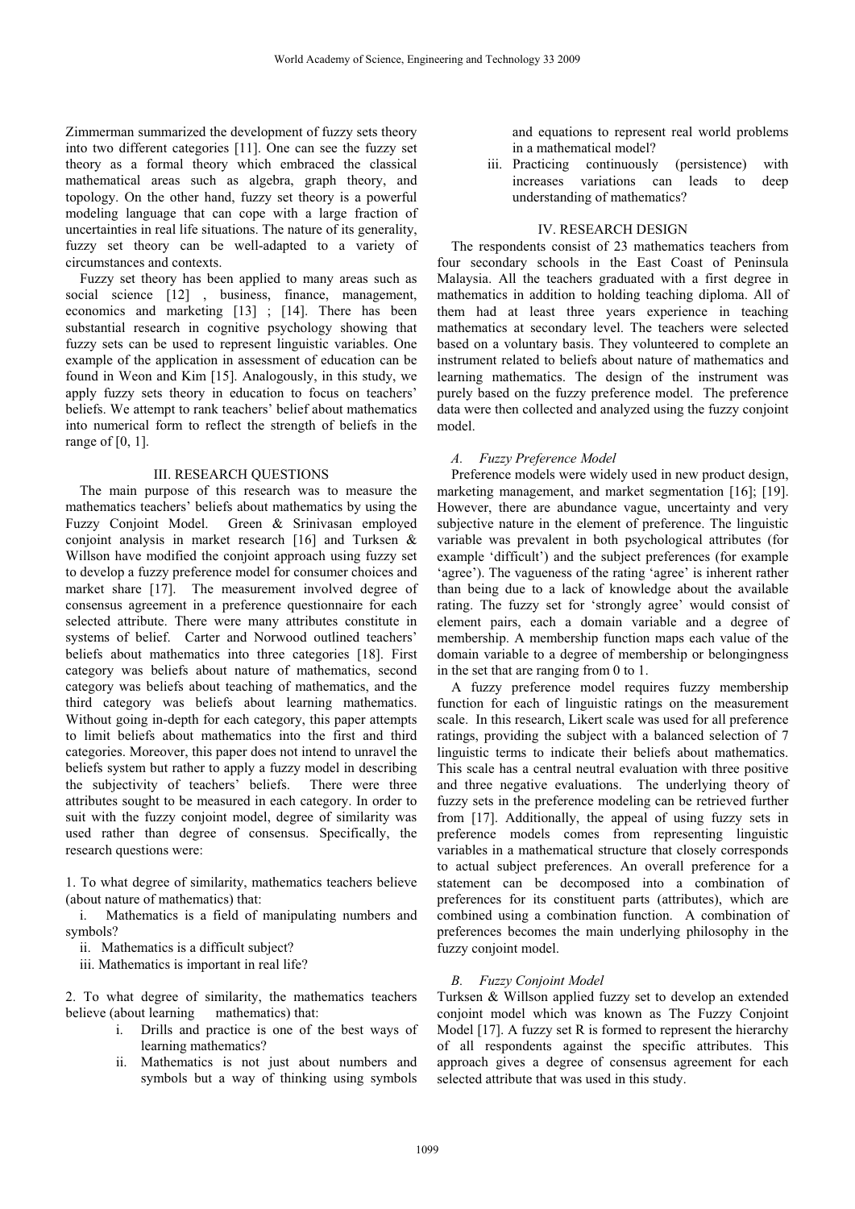Zimmerman summarized the development of fuzzy sets theory into two different categories [11]. One can see the fuzzy set theory as a formal theory which embraced the classical mathematical areas such as algebra, graph theory, and topology. On the other hand, fuzzy set theory is a powerful modeling language that can cope with a large fraction of uncertainties in real life situations. The nature of its generality, fuzzy set theory can be well-adapted to a variety of circumstances and contexts.

Fuzzy set theory has been applied to many areas such as social science [12] , business, finance, management, economics and marketing [13] ; [14]. There has been substantial research in cognitive psychology showing that fuzzy sets can be used to represent linguistic variables. One example of the application in assessment of education can be found in Weon and Kim [15]. Analogously, in this study, we apply fuzzy sets theory in education to focus on teachers' beliefs. We attempt to rank teachers' belief about mathematics into numerical form to reflect the strength of beliefs in the range of [0, 1].

## III. RESEARCH QUESTIONS

The main purpose of this research was to measure the mathematics teachers' beliefs about mathematics by using the Fuzzy Conjoint Model. Green & Srinivasan employed conjoint analysis in market research [16] and Turksen & Willson have modified the conjoint approach using fuzzy set to develop a fuzzy preference model for consumer choices and market share [17]. The measurement involved degree of consensus agreement in a preference questionnaire for each selected attribute. There were many attributes constitute in systems of belief. Carter and Norwood outlined teachers' beliefs about mathematics into three categories [18]. First category was beliefs about nature of mathematics, second category was beliefs about teaching of mathematics, and the third category was beliefs about learning mathematics. Without going in-depth for each category, this paper attempts to limit beliefs about mathematics into the first and third categories. Moreover, this paper does not intend to unravel the beliefs system but rather to apply a fuzzy model in describing the subjectivity of teachers' beliefs. There were three attributes sought to be measured in each category. In order to suit with the fuzzy conjoint model, degree of similarity was used rather than degree of consensus. Specifically, the research questions were:

1. To what degree of similarity, mathematics teachers believe (about nature of mathematics) that:

   i. Mathematics is a field of manipulating numbers and symbols?

   ii. Mathematics is a difficult subject?

   iii. Mathematics is important in real life?

2. To what degree of similarity, the mathematics teachers believe (about learning mathematics) that:

   i. Drills and practice is one of the best ways of learning mathematics?

   ii. Mathematics is not just about numbers and symbols but a way of thinking using symbols and equations to represent real world problems in a mathematical model?

   iii. Practicing continuously (persistence) with increases variations can leads to deep understanding of mathematics?

## IV. RESEARCH DESIGN

The respondents consist of 23 mathematics teachers from four secondary schools in the East Coast of Peninsula Malaysia. All the teachers graduated with a first degree in mathematics in addition to holding teaching diploma. All of them had at least three years experience in teaching mathematics at secondary level. The teachers were selected based on a voluntary basis. They volunteered to complete an instrument related to beliefs about nature of mathematics and learning mathematics. The design of the instrument was purely based on the fuzzy preference model. The preference data were then collected and analyzed using the fuzzy conjoint model.

### *A. Fuzzy Preference Model*

Preference models were widely used in new product design, marketing management, and market segmentation [16]; [19]. However, there are abundance vague, uncertainty and very subjective nature in the element of preference. The linguistic variable was prevalent in both psychological attributes (for example 'difficult') and the subject preferences (for example 'agree'). The vagueness of the rating 'agree' is inherent rather than being due to a lack of knowledge about the available rating. The fuzzy set for 'strongly agree' would consist of element pairs, each a domain variable and a degree of membership. A membership function maps each value of the domain variable to a degree of membership or belongingness in the set that are ranging from 0 to 1.

A fuzzy preference model requires fuzzy membership function for each of linguistic ratings on the measurement scale. In this research, Likert scale was used for all preference ratings, providing the subject with a balanced selection of 7 linguistic terms to indicate their beliefs about mathematics. This scale has a central neutral evaluation with three positive and three negative evaluations. The underlying theory of fuzzy sets in the preference modeling can be retrieved further from [17]. Additionally, the appeal of using fuzzy sets in preference models comes from representing linguistic variables in a mathematical structure that closely corresponds to actual subject preferences. An overall preference for a statement can be decomposed into a combination of preferences for its constituent parts (attributes), which are combined using a combination function. A combination of preferences becomes the main underlying philosophy in the fuzzy conjoint model.

### *B. Fuzzy Conjoint Model*

Turksen & Willson applied fuzzy set to develop an extended conjoint model which was known as The Fuzzy Conjoint Model [17]. A fuzzy set R is formed to represent the hierarchy of all respondents against the specific attributes. This approach gives a degree of consensus agreement for each selected attribute that was used in this study.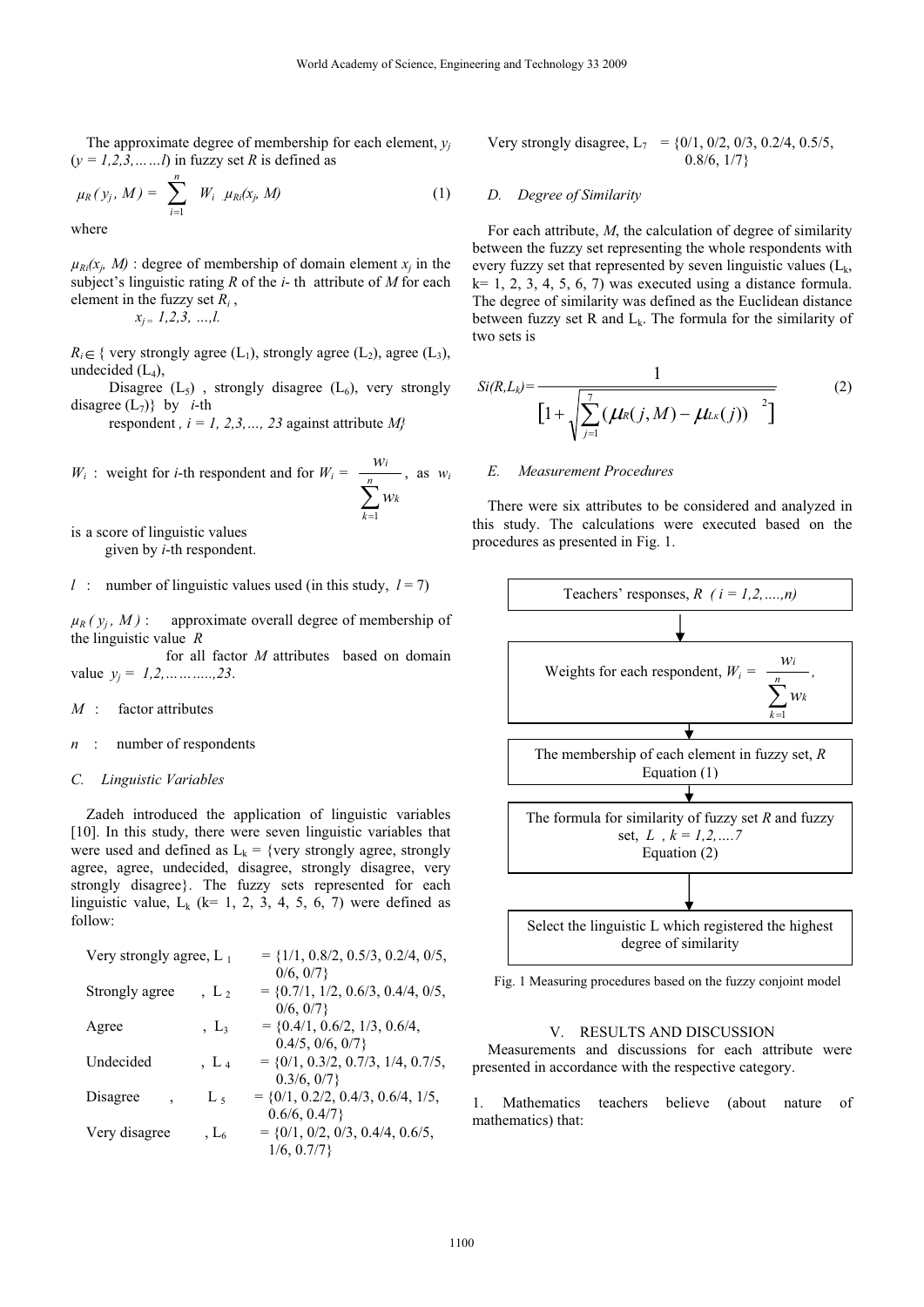The approximate degree of membership for each element, $y_j$ ($y = 1,2,3,\ldots\ldots l$) in fuzzy set $R$ is defined as

$$\mu_R(y_j, M) = \sum_{i=1}^{n} W_i \, \mu_{Ri}(x_j, M) \qquad (1)$$

where

$\mu_{Ri}(x_j, M)$ : degree of membership of domain element $x_j$ in the subject's linguistic rating $R$ of the $i$- th attribute of $M$ for each element in the fuzzy set $R_i$ ,
$x_j = 1,2,3, \ldots,l$.

$R_i \in$ { very strongly agree ($L_1$), strongly agree ($L_2$), agree ($L_3$), undecided ($L_4$),
Disagree ($L_5$) , strongly disagree ($L_6$), very strongly disagree ($L_7$)} by $i$-th
respondent , $i = 1, 2,3,\ldots, 23$ against attribute $M$}

$W_i$ : weight for $i$-th respondent and for $W_i = \dfrac{w_i}{\sum_{k=1}^{n} w_k}$, as $w_i$ is a score of linguistic values
given by $i$-th respondent.

$l$ : number of linguistic values used (in this study, $l = 7$)

$\mu_R(y_j, M)$ : approximate overall degree of membership of the linguistic value $R$
for all factor $M$ attributes based on domain value $y_j = 1,2,\ldots\ldots\ldots..,23$.

$M$ : factor attributes

$n$ : number of respondents

### C. Linguistic Variables

Zadeh introduced the application of linguistic variables [10]. In this study, there were seven linguistic variables that were used and defined as $L_k$ = {very strongly agree, strongly agree, agree, undecided, disagree, strongly disagree, very strongly disagree}. The fuzzy sets represented for each linguistic value, $L_k$ (k= 1, 2, 3, 4, 5, 6, 7) were defined as follow:

Very strongly agree, $L_1$ = {1/1, 0.8/2, 0.5/3, 0.2/4, 0/5, 0/6, 0/7}
Strongly agree , $L_2$ = {0.7/1, 1/2, 0.6/3, 0.4/4, 0/5, 0/6, 0/7}
Agree , $L_3$ = {0.4/1, 0.6/2, 1/3, 0.6/4, 0.4/5, 0/6, 0/7}
Undecided , $L_4$ = {0/1, 0.3/2, 0.7/3, 1/4, 0.7/5, 0.3/6, 0/7}
Disagree , $L_5$ = {0/1, 0.2/2, 0.4/3, 0.6/4, 1/5, 0.6/6, 0.4/7}
Very disagree , $L_6$ = {0/1, 0/2, 0/3, 0.4/4, 0.6/5, 1/6, 0.7/7}
Very strongly disagree, $L_7$ = {0/1, 0/2, 0/3, 0.2/4, 0.5/5, 0.8/6, 1/7}

### D. Degree of Similarity

For each attribute, $M$, the calculation of degree of similarity between the fuzzy set representing the whole respondents with every fuzzy set that represented by seven linguistic values ($L_k$, k= 1, 2, 3, 4, 5, 6, 7) was executed using a distance formula. The degree of similarity was defined as the Euclidean distance between fuzzy set R and $L_k$. The formula for the similarity of two sets is

$$Si(R,L_k) = \frac{1}{\left[1 + \sqrt{\sum_{j=1}^{7} (\mu_R(j,M) - \mu_{Lk}(j))^2}\right]} \qquad (2)$$

### E. Measurement Procedures

There were six attributes to be considered and analyzed in this study. The calculations were executed based on the procedures as presented in Fig. 1.

Teachers' responses, $R$ ( $i = 1,2,\ldots..,n$)
↓
Weights for each respondent, $W_i = \dfrac{w_i}{\sum_{k=1}^{n} w_k}$,
↓
The membership of each element in fuzzy set, $R$
Equation (1)
↓
The formula for similarity of fuzzy set $R$ and fuzzy set, $L$ , $k = 1,2,\ldots.7$
Equation (2)
↓
Select the linguistic L which registered the highest degree of similarity

Fig. 1 Measuring procedures based on the fuzzy conjoint model

## V. Results and Discussion

Measurements and discussions for each attribute were presented in accordance with the respective category.

1. Mathematics teachers believe (about nature of mathematics) that: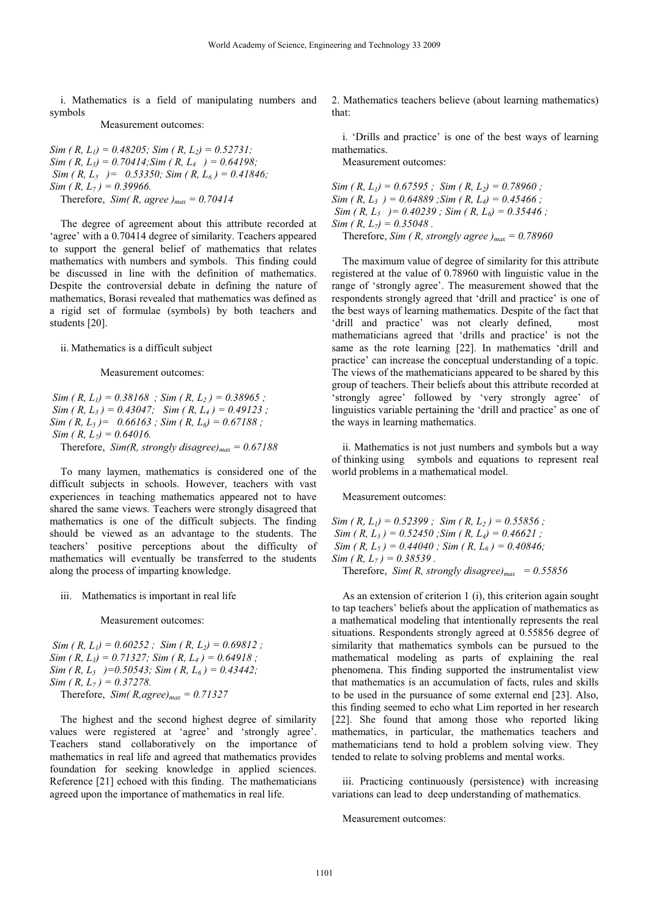i. Mathematics is a field of manipulating numbers and symbols

Measurement outcomes:

$Sim(R, L_1) = 0.48205$; $Sim(R, L_2) = 0.52731$;
$Sim(R, L_3) = 0.70414$; $Sim(R, L_4) = 0.64198$;
$Sim(R, L_5) = 0.53350$; $Sim(R, L_6) = 0.41846$;
$Sim(R, L_7) = 0.39966$.

Therefore, $Sim(R, agree)_{max} = 0.70414$

The degree of agreement about this attribute recorded at 'agree' with a 0.70414 degree of similarity. Teachers appeared to support the general belief of mathematics that relates mathematics with numbers and symbols. This finding could be discussed in line with the definition of mathematics. Despite the controversial debate in defining the nature of mathematics, Borasi revealed that mathematics was defined as a rigid set of formulae (symbols) by both teachers and students [20].

ii. Mathematics is a difficult subject

Measurement outcomes:

$Sim(R, L_1) = 0.38168$; $Sim(R, L_2) = 0.38965$;
$Sim(R, L_3) = 0.43047$; $Sim(R, L_4) = 0.49123$;
$Sim(R, L_5) = 0.66163$; $Sim(R, L_6) = 0.67188$;
$Sim(R, L_7) = 0.64016$.

Therefore, $Sim(R, strongly\ disagree)_{max} = 0.67188$

To many laymen, mathematics is considered one of the difficult subjects in schools. However, teachers with vast experiences in teaching mathematics appeared not to have shared the same views. Teachers were strongly disagreed that mathematics is one of the difficult subjects. The finding should be viewed as an advantage to the students. The teachers' positive perceptions about the difficulty of mathematics will eventually be transferred to the students along the process of imparting knowledge.

iii. Mathematics is important in real life

Measurement outcomes:

$Sim(R, L_1) = 0.60252$; $Sim(R, L_2) = 0.69812$;
$Sim(R, L_3) = 0.71327$; $Sim(R, L_4) = 0.64918$;
$Sim(R, L_5) = 0.50543$; $Sim(R, L_6) = 0.43442$;
$Sim(R, L_7) = 0.37278$.

Therefore, $Sim(R, agree)_{max} = 0.71327$

The highest and the second highest degree of similarity values were registered at 'agree' and 'strongly agree'. Teachers stand collaboratively on the importance of mathematics in real life and agreed that mathematics provides foundation for seeking knowledge in applied sciences. Reference [21] echoed with this finding. The mathematicians agreed upon the importance of mathematics in real life.

2. Mathematics teachers believe (about learning mathematics) that:

i. 'Drills and practice' is one of the best ways of learning mathematics.

Measurement outcomes:

$Sim(R, L_1) = 0.67595$; $Sim(R, L_2) = 0.78960$;
$Sim(R, L_3) = 0.64889$; $Sim(R, L_4) = 0.45466$;
$Sim(R, L_5) = 0.40239$; $Sim(R, L_6) = 0.35446$;
$Sim(R, L_7) = 0.35048$.

Therefore, $Sim(R, strongly\ agree)_{max} = 0.78960$

The maximum value of degree of similarity for this attribute registered at the value of 0.78960 with linguistic value in the range of 'strongly agree'. The measurement showed that the respondents strongly agreed that 'drill and practice' is one of the best ways of learning mathematics. Despite of the fact that 'drill and practice' was not clearly defined, most mathematicians agreed that 'drills and practice' is not the same as the rote learning [22]. In mathematics 'drill and practice' can increase the conceptual understanding of a topic. The views of the mathematicians appeared to be shared by this group of teachers. Their beliefs about this attribute recorded at 'strongly agree' followed by 'very strongly agree' of linguistics variable pertaining the 'drill and practice' as one of the ways in learning mathematics.

ii. Mathematics is not just numbers and symbols but a way of thinking using symbols and equations to represent real world problems in a mathematical model.

Measurement outcomes:

$Sim(R, L_1) = 0.52399$; $Sim(R, L_2) = 0.55856$;
$Sim(R, L_3) = 0.52450$; $Sim(R, L_4) = 0.46621$;
$Sim(R, L_5) = 0.44040$; $Sim(R, L_6) = 0.40846$;
$Sim(R, L_7) = 0.38539$.

Therefore, $Sim(R, strongly\ disagree)_{max} = 0.55856$

As an extension of criterion 1 (i), this criterion again sought to tap teachers' beliefs about the application of mathematics as a mathematical modeling that intentionally represents the real situations. Respondents strongly agreed at 0.55856 degree of similarity that mathematics symbols can be pursued to the mathematical modeling as parts of explaining the real phenomena. This finding supported the instrumentalist view that mathematics is an accumulation of facts, rules and skills to be used in the pursuance of some external end [23]. Also, this finding seemed to echo what Lim reported in her research [22]. She found that among those who reported liking mathematics, in particular, the mathematics teachers and mathematicians tend to hold a problem solving view. They tended to relate to solving problems and mental works.

iii. Practicing continuously (persistence) with increasing variations can lead to deep understanding of mathematics.

Measurement outcomes: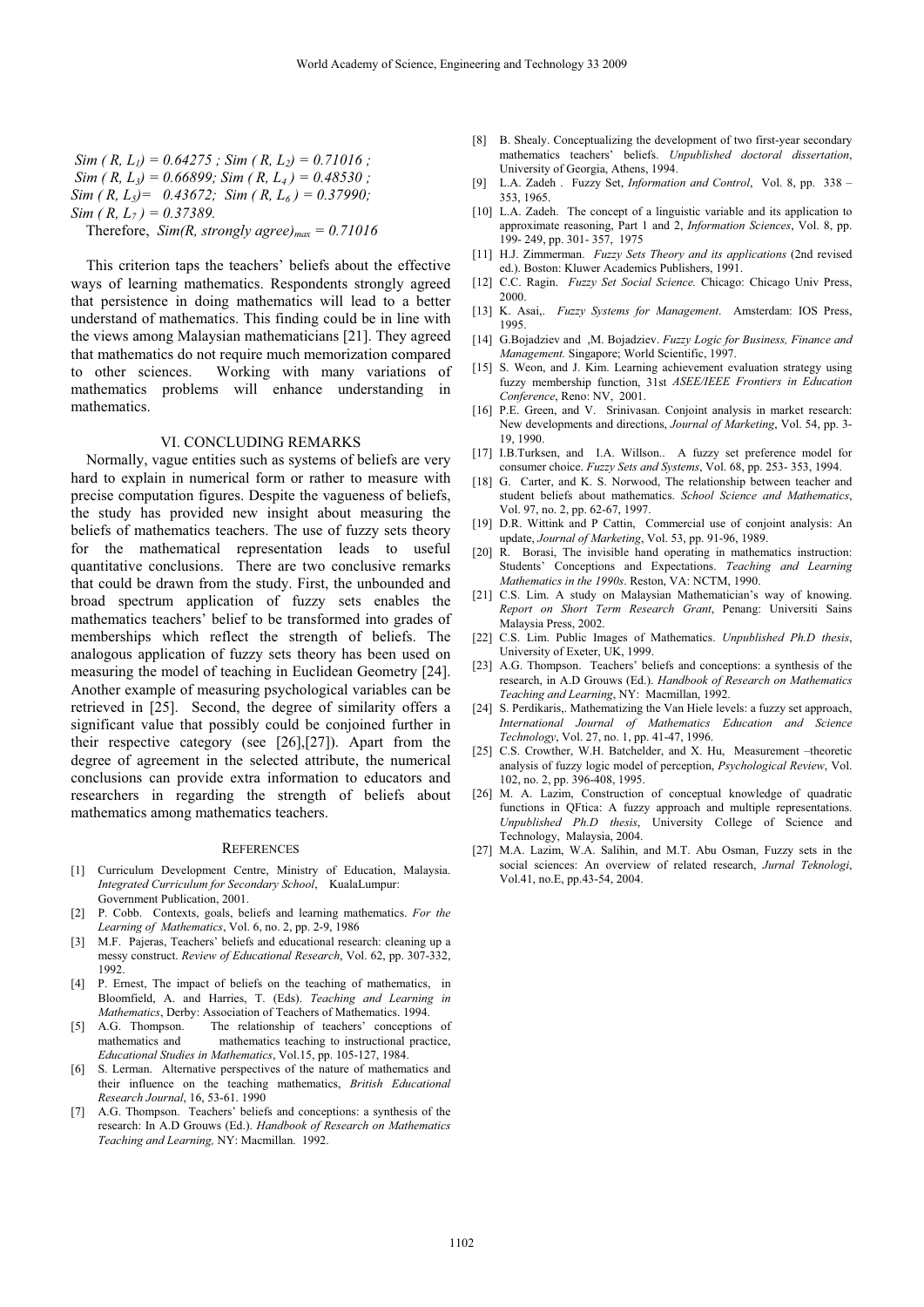$Sim\ (R, L_1) = 0.64275$ ; $Sim\ (R, L_2) = 0.71016$ ;
$Sim\ (R, L_3) = 0.66899$; $Sim\ (R, L_4) = 0.48530$ ;
$Sim\ (R, L_5) = 0.43672$; $Sim\ (R, L_6) = 0.37990$;
$Sim\ (R, L_7) = 0.37389$.

Therefore, $Sim(R, \text{strongly agree})_{max} = 0.71016$

This criterion taps the teachers' beliefs about the effective ways of learning mathematics. Respondents strongly agreed that persistence in doing mathematics will lead to a better understand of mathematics. This finding could be in line with the views among Malaysian mathematicians [21]. They agreed that mathematics do not require much memorization compared to other sciences. Working with many variations of mathematics problems will enhance understanding in mathematics.

## VI. CONCLUDING REMARKS

Normally, vague entities such as systems of beliefs are very hard to explain in numerical form or rather to measure with precise computation figures. Despite the vagueness of beliefs, the study has provided new insight about measuring the beliefs of mathematics teachers. The use of fuzzy sets theory for the mathematical representation leads to useful quantitative conclusions. There are two conclusive remarks that could be drawn from the study. First, the unbounded and broad spectrum application of fuzzy sets enables the mathematics teachers' belief to be transformed into grades of memberships which reflect the strength of beliefs. The analogous application of fuzzy sets theory has been used on measuring the model of teaching in Euclidean Geometry [24]. Another example of measuring psychological variables can be retrieved in [25]. Second, the degree of similarity offers a significant value that possibly could be conjoined further in their respective category (see [26],[27]). Apart from the degree of agreement in the selected attribute, the numerical conclusions can provide extra information to educators and researchers in regarding the strength of beliefs about mathematics among mathematics teachers.

## REFERENCES

[1] Curriculum Development Centre, Ministry of Education, Malaysia. *Integrated Curriculum for Secondary School*, KualaLumpur: Government Publication, 2001.

[2] P. Cobb. Contexts, goals, beliefs and learning mathematics. *For the Learning of Mathematics*, Vol. 6, no. 2, pp. 2-9, 1986

[3] M.F. Pajeras, Teachers' beliefs and educational research: cleaning up a messy construct. *Review of Educational Research*, Vol. 62, pp. 307-332, 1992.

[4] P. Ernest, The impact of beliefs on the teaching of mathematics, in Bloomfield, A. and Harries, T. (Eds). *Teaching and Learning in Mathematics*, Derby: Association of Teachers of Mathematics. 1994.

[5] A.G. Thompson. The relationship of teachers' conceptions of mathematics and mathematics teaching to instructional practice, *Educational Studies in Mathematics*, Vol.15, pp. 105-127, 1984.

[6] S. Lerman. Alternative perspectives of the nature of mathematics and their influence on the teaching mathematics, *British Educational Research Journal*, 16, 53-61. 1990

[7] A.G. Thompson. Teachers' beliefs and conceptions: a synthesis of the research: In A.D Grouws (Ed.). *Handbook of Research on Mathematics Teaching and Learning,* NY: Macmillan. 1992.

[8] B. Shealy. Conceptualizing the development of two first-year secondary mathematics teachers' beliefs. *Unpublished doctoral dissertation*, University of Georgia, Athens, 1994.

[9] L.A. Zadeh . Fuzzy Set, *Information and Control*, Vol. 8, pp. 338 – 353, 1965.

[10] L.A. Zadeh. The concept of a linguistic variable and its application to approximate reasoning, Part 1 and 2, *Information Sciences*, Vol. 8, pp. 199- 249, pp. 301- 357, 1975

[11] H.J. Zimmerman. *Fuzzy Sets Theory and its applications* (2nd revised ed.). Boston: Kluwer Academics Publishers, 1991.

[12] C.C. Ragin. *Fuzzy Set Social Science.* Chicago: Chicago Univ Press, 2000.

[13] K. Asai,. *Fuzzy Systems for Management*. Amsterdam: IOS Press, 1995.

[14] G.Bojadziev and ,M. Bojadziev. *Fuzzy Logic for Business, Finance and Management.* Singapore; World Scientific, 1997.

[15] S. Weon, and J. Kim. Learning achievement evaluation strategy using fuzzy membership function, 31st *ASEE/IEEE Frontiers in Education Conference*, Reno: NV, 2001.

[16] P.E. Green, and V. Srinivasan. Conjoint analysis in market research: New developments and directions, *Journal of Marketing*, Vol. 54, pp. 3-19, 1990.

[17] I.B.Turksen, and I.A. Willson.. A fuzzy set preference model for consumer choice. *Fuzzy Sets and Systems*, Vol. 68, pp. 253- 353, 1994.

[18] G. Carter, and K. S. Norwood, The relationship between teacher and student beliefs about mathematics. *School Science and Mathematics*, Vol. 97, no. 2, pp. 62-67, 1997.

[19] D.R. Wittink and P Cattin, Commercial use of conjoint analysis: An update, *Journal of Marketing*, Vol. 53, pp. 91-96, 1989.

[20] R. Borasi, The invisible hand operating in mathematics instruction: Students' Conceptions and Expectations. *Teaching and Learning Mathematics in the 1990s*. Reston, VA: NCTM, 1990.

[21] C.S. Lim. A study on Malaysian Mathematician's way of knowing. *Report on Short Term Research Grant*, Penang: Universiti Sains Malaysia Press, 2002.

[22] C.S. Lim. Public Images of Mathematics. *Unpublished Ph.D thesis*, University of Exeter, UK, 1999.

[23] A.G. Thompson. Teachers' beliefs and conceptions: a synthesis of the research, in A.D Grouws (Ed.). *Handbook of Research on Mathematics Teaching and Learning*, NY: Macmillan, 1992.

[24] S. Perdikaris,. Mathematizing the Van Hiele levels: a fuzzy set approach, *International Journal of Mathematics Education and Science Technology*, Vol. 27, no. 1, pp. 41-47, 1996.

[25] C.S. Crowther, W.H. Batchelder, and X. Hu, Measurement –theoretic analysis of fuzzy logic model of perception, *Psychological Review*, Vol. 102, no. 2, pp. 396-408, 1995.

[26] M. A. Lazim, Construction of conceptual knowledge of quadratic functions in QFtica: A fuzzy approach and multiple representations. *Unpublished Ph.D thesis*, University College of Science and Technology, Malaysia, 2004.

[27] M.A. Lazim, W.A. Salihin, and M.T. Abu Osman, Fuzzy sets in the social sciences: An overview of related research, *Jurnal Teknologi*, Vol.41, no.E, pp.43-54, 2004.